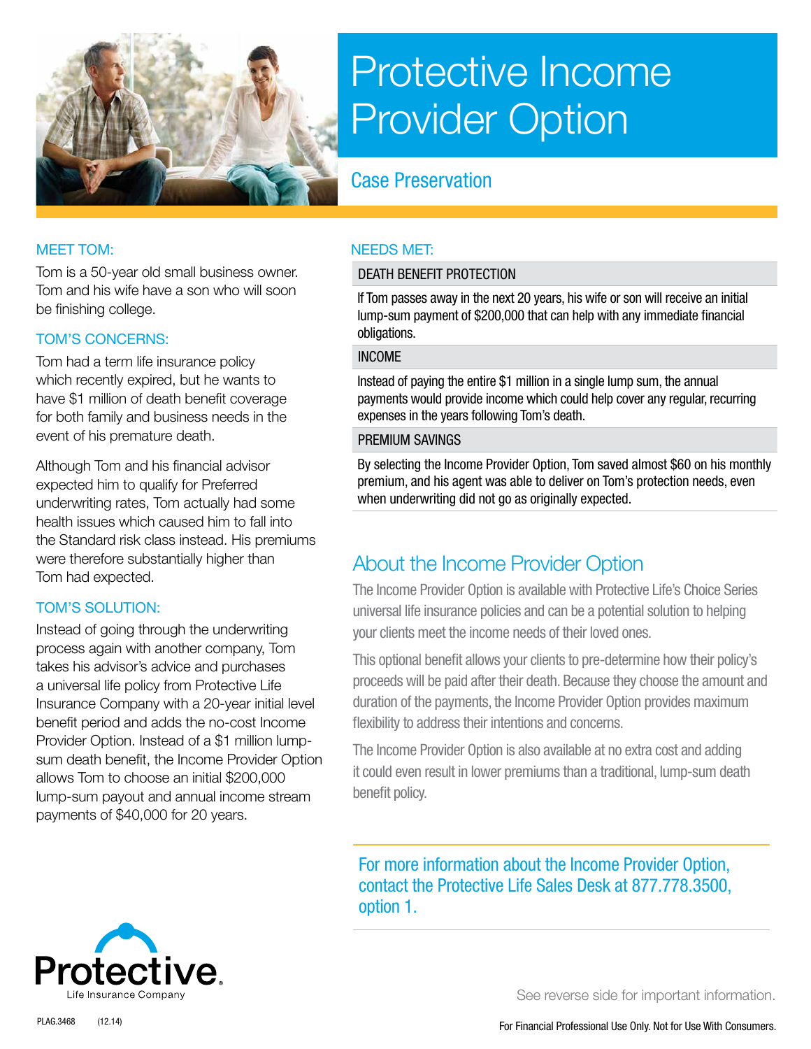# Protective Income Provider Option

## Case Preservation

### MEET TOM:

Tom is a 50-year old small business owner. Tom and his wife have a son who will soon be finishing college.

### TOM'S CONCERNS:

Tom had a term life insurance policy which recently expired, but he wants to have $1 million of death benefit coverage for both family and business needs in the event of his premature death.

Although Tom and his financial advisor expected him to qualify for Preferred underwriting rates, Tom actually had some health issues which caused him to fall into the Standard risk class instead. His premiums were therefore substantially higher than Tom had expected.

### TOM'S SOLUTION:

Instead of going through the underwriting process again with another company, Tom takes his advisor's advice and purchases a universal life policy from Protective Life Insurance Company with a 20-year initial level benefit period and adds the no-cost Income Provider Option. Instead of a $1 million lump-sum death benefit, the Income Provider Option allows Tom to choose an initial $200,000 lump-sum payout and annual income stream payments of $40,000 for 20 years.

### NEEDS MET:

**DEATH BENEFIT PROTECTION**

If Tom passes away in the next 20 years, his wife or son will receive an initial lump-sum payment of $200,000 that can help with any immediate financial obligations.

**INCOME**

Instead of paying the entire $1 million in a single lump sum, the annual payments would provide income which could help cover any regular, recurring expenses in the years following Tom's death.

**PREMIUM SAVINGS**

By selecting the Income Provider Option, Tom saved almost $60 on his monthly premium, and his agent was able to deliver on Tom's protection needs, even when underwriting did not go as originally expected.

## About the Income Provider Option

The Income Provider Option is available with Protective Life's Choice Series universal life insurance policies and can be a potential solution to helping your clients meet the income needs of their loved ones.

This optional benefit allows your clients to pre-determine how their policy's proceeds will be paid after their death. Because they choose the amount and duration of the payments, the Income Provider Option provides maximum flexibility to address their intentions and concerns.

The Income Provider Option is also available at no extra cost and adding it could even result in lower premiums than a traditional, lump-sum death benefit policy.

For more information about the Income Provider Option, contact the Protective Life Sales Desk at 877.778.3500, option 1.

Protective. Life Insurance Company

See reverse side for important information.

PLAG.3468 (12.14)

For Financial Professional Use Only. Not for Use With Consumers.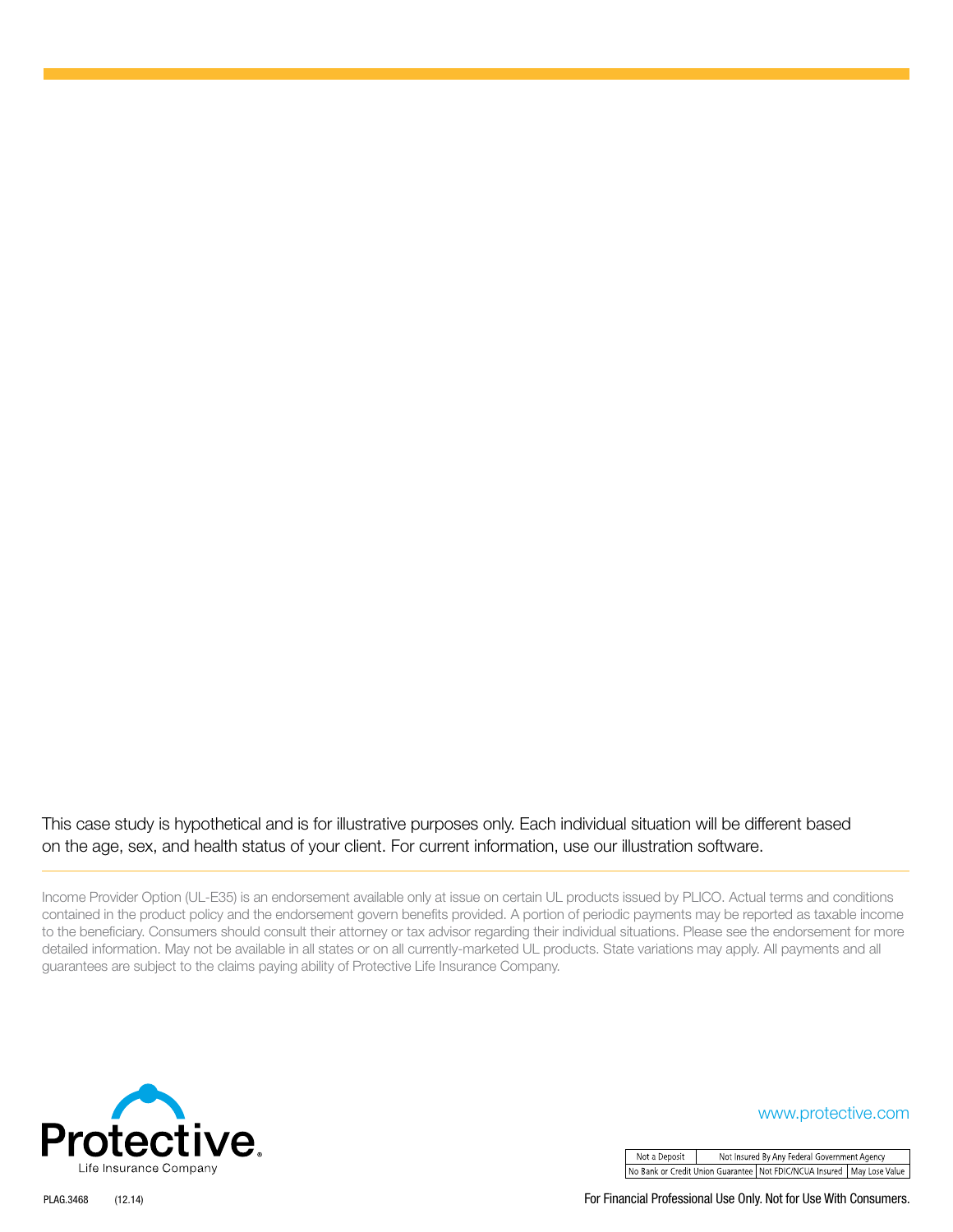This case study is hypothetical and is for illustrative purposes only. Each individual situation will be different based on the age, sex, and health status of your client. For current information, use our illustration software.

---

Income Provider Option (UL-E35) is an endorsement available only at issue on certain UL products issued by PLICO. Actual terms and conditions contained in the product policy and the endorsement govern benefits provided. A portion of periodic payments may be reported as taxable income to the beneficiary. Consumers should consult their attorney or tax advisor regarding their individual situations. Please see the endorsement for more detailed information. May not be available in all states or on all currently-marketed UL products. State variations may apply. All payments and all guarantees are subject to the claims paying ability of Protective Life Insurance Company.

Protective Life Insurance Company

www.protective.com

| | | |
|---|---|---|
| Not a Deposit | Not Insured By Any Federal Government Agency | |
| No Bank or Credit Union Guarantee | Not FDIC/NCUA Insured | May Lose Value |

PLAG.3468 (12.14)

For Financial Professional Use Only. Not for Use With Consumers.